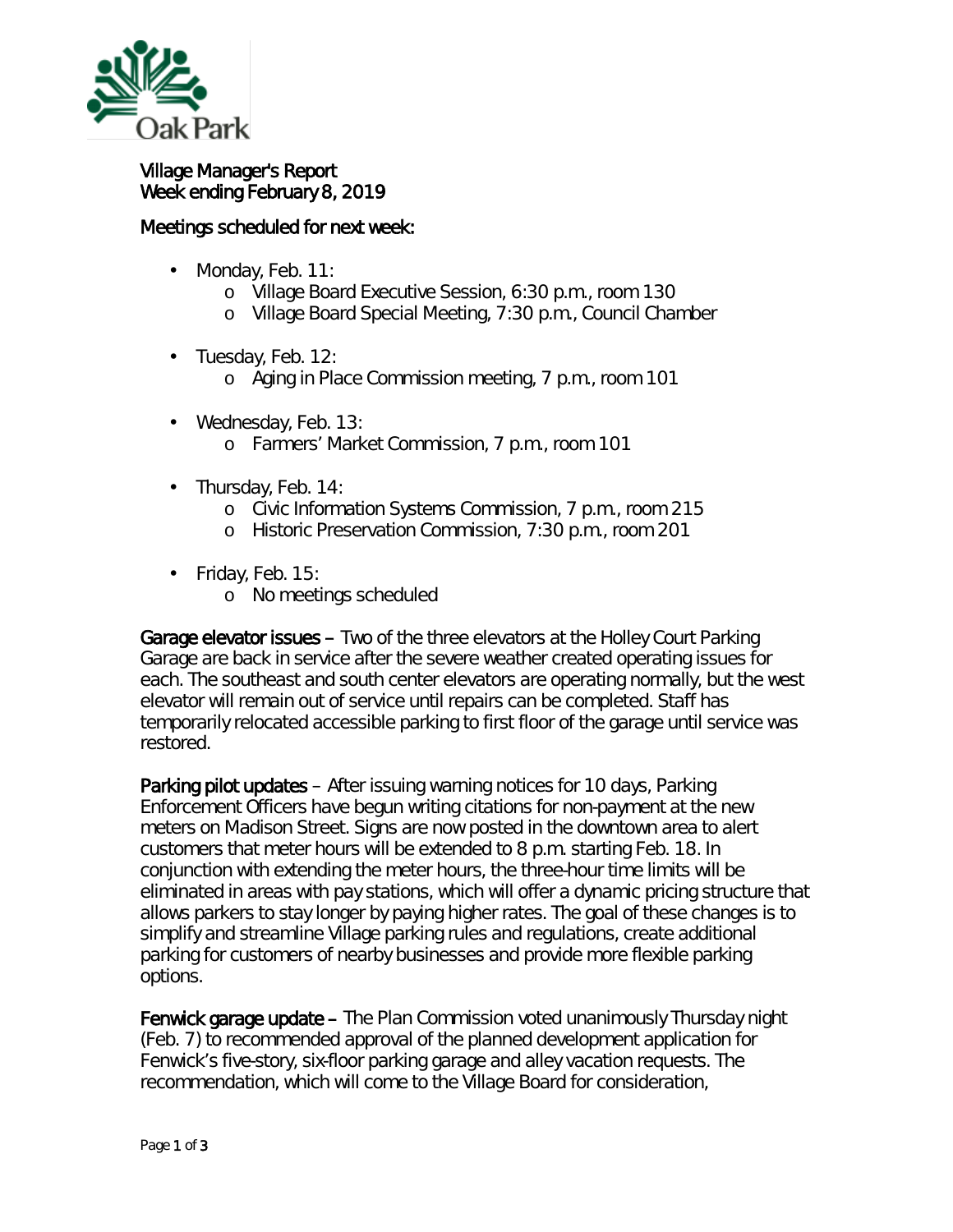Village Manager's Report
Week ending February 8, 2019

Meetings scheduled for next week:

- Monday, Feb. 11:
  - Village Board Executive Session, 6:30 p.m., room 130
  - Village Board Special Meeting, 7:30 p.m., Council Chamber
- Tuesday, Feb. 12:
  - Aging in Place Commission meeting, 7 p.m., room 101
- Wednesday, Feb. 13:
  - Farmers' Market Commission, 7 p.m., room 101
- Thursday, Feb. 14:
  - Civic Information Systems Commission, 7 p.m., room 215
  - Historic Preservation Commission, 7:30 p.m., room 201
- Friday, Feb. 15:
  - No meetings scheduled

**Garage elevator issues** – Two of the three elevators at the Holley Court Parking Garage are back in service after the severe weather created operating issues for each. The southeast and south center elevators are operating normally, but the west elevator will remain out of service until repairs can be completed. Staff has temporarily relocated accessible parking to first floor of the garage until service was restored.

**Parking pilot updates** – After issuing warning notices for 10 days, Parking Enforcement Officers have begun writing citations for non-payment at the new meters on Madison Street. Signs are now posted in the downtown area to alert customers that meter hours will be extended to 8 p.m. starting Feb. 18. In conjunction with extending the meter hours, the three-hour time limits will be eliminated in areas with pay stations, which will offer a dynamic pricing structure that allows parkers to stay longer by paying higher rates. The goal of these changes is to simplify and streamline Village parking rules and regulations, create additional parking for customers of nearby businesses and provide more flexible parking options.

**Fenwick garage update** – The Plan Commission voted unanimously Thursday night (Feb. 7) to recommended approval of the planned development application for Fenwick's five-story, six-floor parking garage and alley vacation requests. The recommendation, which will come to the Village Board for consideration,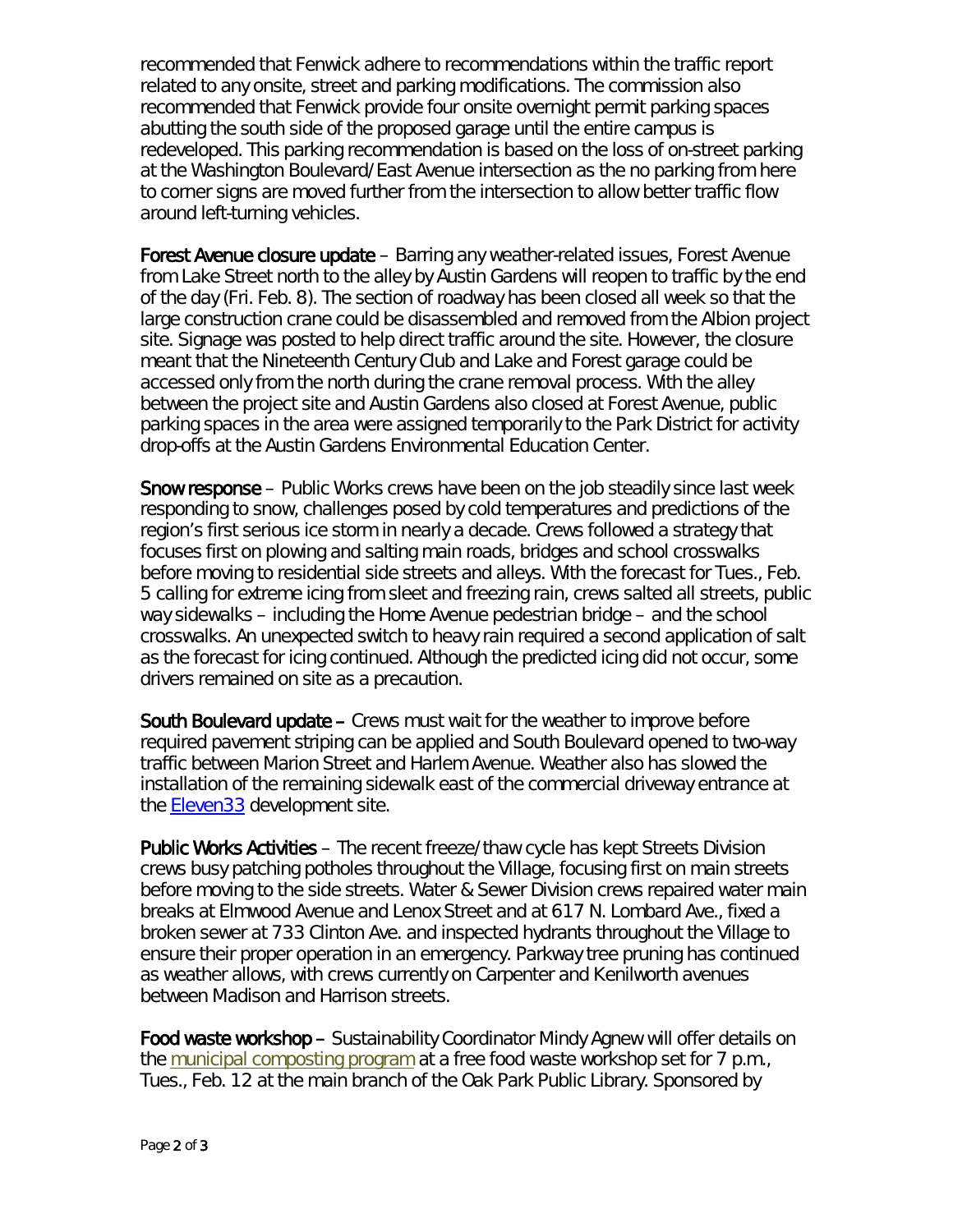recommended that Fenwick adhere to recommendations within the traffic report related to any onsite, street and parking modifications. The commission also recommended that Fenwick provide four onsite overnight permit parking spaces abutting the south side of the proposed garage until the entire campus is redeveloped. This parking recommendation is based on the loss of on-street parking at the Washington Boulevard/East Avenue intersection as the no parking from here to corner signs are moved further from the intersection to allow better traffic flow around left-turning vehicles.

**Forest Avenue closure update** – Barring any weather-related issues, Forest Avenue from Lake Street north to the alley by Austin Gardens will reopen to traffic by the end of the day (Fri. Feb. 8). The section of roadway has been closed all week so that the large construction crane could be disassembled and removed from the Albion project site. Signage was posted to help direct traffic around the site. However, the closure meant that the Nineteenth Century Club and Lake and Forest garage could be accessed only from the north during the crane removal process. With the alley between the project site and Austin Gardens also closed at Forest Avenue, public parking spaces in the area were assigned temporarily to the Park District for activity drop-offs at the Austin Gardens Environmental Education Center.

**Snow response** – Public Works crews have been on the job steadily since last week responding to snow, challenges posed by cold temperatures and predictions of the region's first serious ice storm in nearly a decade. Crews followed a strategy that focuses first on plowing and salting main roads, bridges and school crosswalks before moving to residential side streets and alleys. With the forecast for Tues., Feb. 5 calling for extreme icing from sleet and freezing rain, crews salted all streets, public way sidewalks – including the Home Avenue pedestrian bridge – and the school crosswalks. An unexpected switch to heavy rain required a second application of salt as the forecast for icing continued. Although the predicted icing did not occur, some drivers remained on site as a precaution.

**South Boulevard update** – Crews must wait for the weather to improve before required pavement striping can be applied and South Boulevard opened to two-way traffic between Marion Street and Harlem Avenue. Weather also has slowed the installation of the remaining sidewalk east of the commercial driveway entrance at the Eleven33 development site.

**Public Works Activities** – The recent freeze/thaw cycle has kept Streets Division crews busy patching potholes throughout the Village, focusing first on main streets before moving to the side streets. Water & Sewer Division crews repaired water main breaks at Elmwood Avenue and Lenox Street and at 617 N. Lombard Ave., fixed a broken sewer at 733 Clinton Ave. and inspected hydrants throughout the Village to ensure their proper operation in an emergency. Parkway tree pruning has continued as weather allows, with crews currently on Carpenter and Kenilworth avenues between Madison and Harrison streets.

**Food waste workshop** – Sustainability Coordinator Mindy Agnew will offer details on the municipal composting program at a free food waste workshop set for 7 p.m., Tues., Feb. 12 at the main branch of the Oak Park Public Library. Sponsored by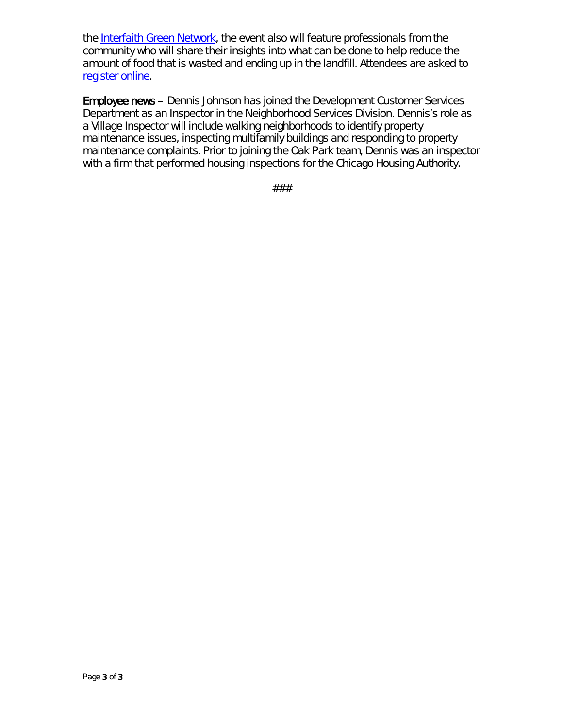the Interfaith Green Network, the event also will feature professionals from the community who will share their insights into what can be done to help reduce the amount of food that is wasted and ending up in the landfill. Attendees are asked to register online.

**Employee news** – Dennis Johnson has joined the Development Customer Services Department as an Inspector in the Neighborhood Services Division. Dennis's role as a Village Inspector will include walking neighborhoods to identify property maintenance issues, inspecting multifamily buildings and responding to property maintenance complaints. Prior to joining the Oak Park team, Dennis was an inspector with a firm that performed housing inspections for the Chicago Housing Authority.

###